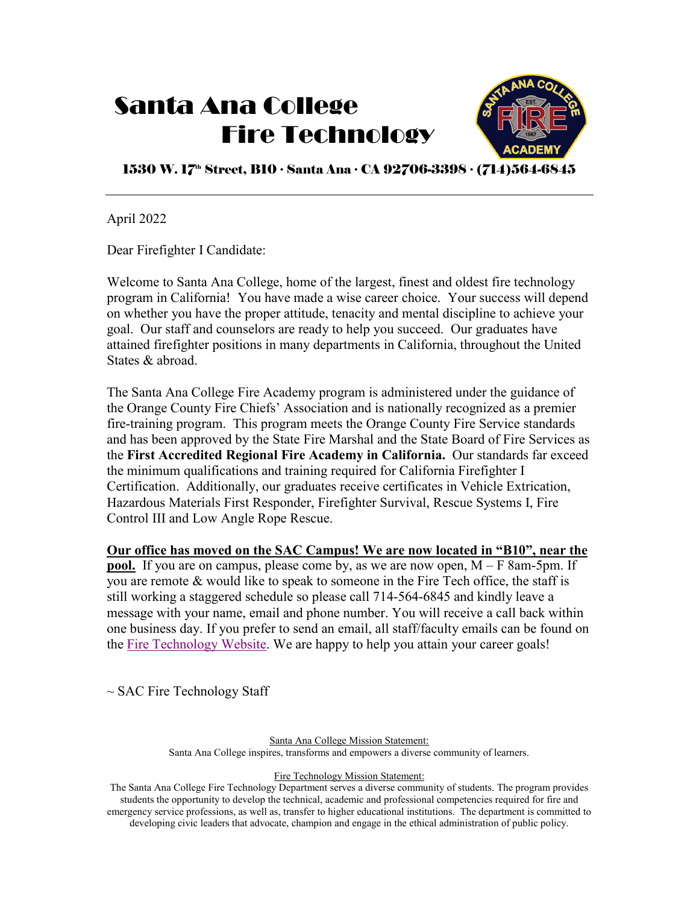# Santa Ana College Fire Technology

1530 W. 17th Street, B10 · Santa Ana · CA 92706-3398 · (714)564-6845

---

April 2022

Dear Firefighter I Candidate:

Welcome to Santa Ana College, home of the largest, finest and oldest fire technology program in California! You have made a wise career choice. Your success will depend on whether you have the proper attitude, tenacity and mental discipline to achieve your goal. Our staff and counselors are ready to help you succeed. Our graduates have attained firefighter positions in many departments in California, throughout the United States & abroad.

The Santa Ana College Fire Academy program is administered under the guidance of the Orange County Fire Chiefs' Association and is nationally recognized as a premier fire-training program. This program meets the Orange County Fire Service standards and has been approved by the State Fire Marshal and the State Board of Fire Services as the **First Accredited Regional Fire Academy in California.** Our standards far exceed the minimum qualifications and training required for California Firefighter I Certification. Additionally, our graduates receive certificates in Vehicle Extrication, Hazardous Materials First Responder, Firefighter Survival, Rescue Systems I, Fire Control III and Low Angle Rope Rescue.

**Our office has moved on the SAC Campus! We are now located in "B10", near the pool.** If you are on campus, please come by, as we are now open, M – F 8am-5pm. If you are remote & would like to speak to someone in the Fire Tech office, the staff is still working a staggered schedule so please call 714-564-6845 and kindly leave a message with your name, email and phone number. You will receive a call back within one business day. If you prefer to send an email, all staff/faculty emails can be found on the Fire Technology Website. We are happy to help you attain your career goals!

~ SAC Fire Technology Staff

Santa Ana College Mission Statement:
Santa Ana College inspires, transforms and empowers a diverse community of learners.

Fire Technology Mission Statement:
The Santa Ana College Fire Technology Department serves a diverse community of students. The program provides students the opportunity to develop the technical, academic and professional competencies required for fire and emergency service professions, as well as, transfer to higher educational institutions. The department is committed to developing civic leaders that advocate, champion and engage in the ethical administration of public policy.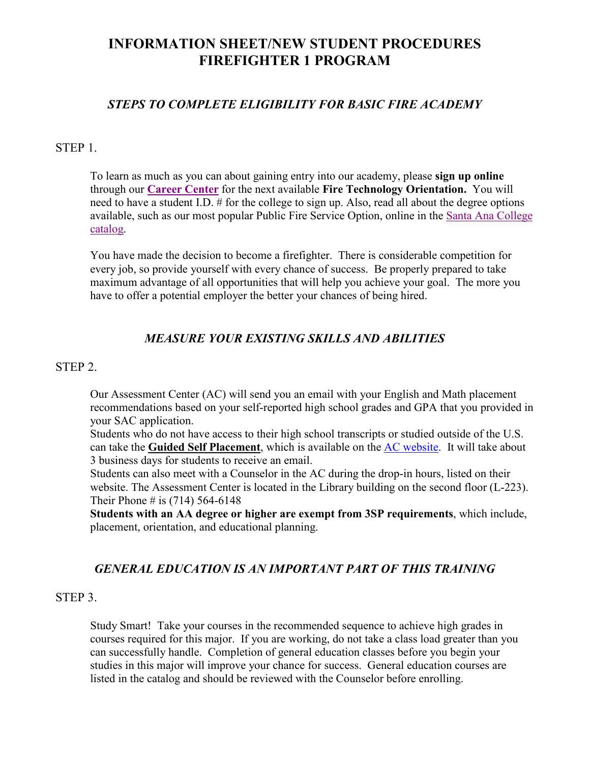# INFORMATION SHEET/NEW STUDENT PROCEDURES FIREFIGHTER 1 PROGRAM

## *STEPS TO COMPLETE ELIGIBILITY FOR BASIC FIRE ACADEMY*

STEP 1.

To learn as much as you can about gaining entry into our academy, please **sign up online** through our **Career Center** for the next available **Fire Technology Orientation.** You will need to have a student I.D. # for the college to sign up. Also, read all about the degree options available, such as our most popular Public Fire Service Option, online in the Santa Ana College catalog.

You have made the decision to become a firefighter. There is considerable competition for every job, so provide yourself with every chance of success. Be properly prepared to take maximum advantage of all opportunities that will help you achieve your goal. The more you have to offer a potential employer the better your chances of being hired.

## *MEASURE YOUR EXISTING SKILLS AND ABILITIES*

STEP 2.

Our Assessment Center (AC) will send you an email with your English and Math placement recommendations based on your self-reported high school grades and GPA that you provided in your SAC application.
Students who do not have access to their high school transcripts or studied outside of the U.S. can take the **Guided Self Placement**, which is available on the AC website. It will take about 3 business days for students to receive an email.
Students can also meet with a Counselor in the AC during the drop-in hours, listed on their website. The Assessment Center is located in the Library building on the second floor (L-223). Their Phone # is (714) 564-6148
**Students with an AA degree or higher are exempt from 3SP requirements**, which include, placement, orientation, and educational planning.

## *GENERAL EDUCATION IS AN IMPORTANT PART OF THIS TRAINING*

STEP 3.

Study Smart! Take your courses in the recommended sequence to achieve high grades in courses required for this major. If you are working, do not take a class load greater than you can successfully handle. Completion of general education classes before you begin your studies in this major will improve your chance for success. General education courses are listed in the catalog and should be reviewed with the Counselor before enrolling.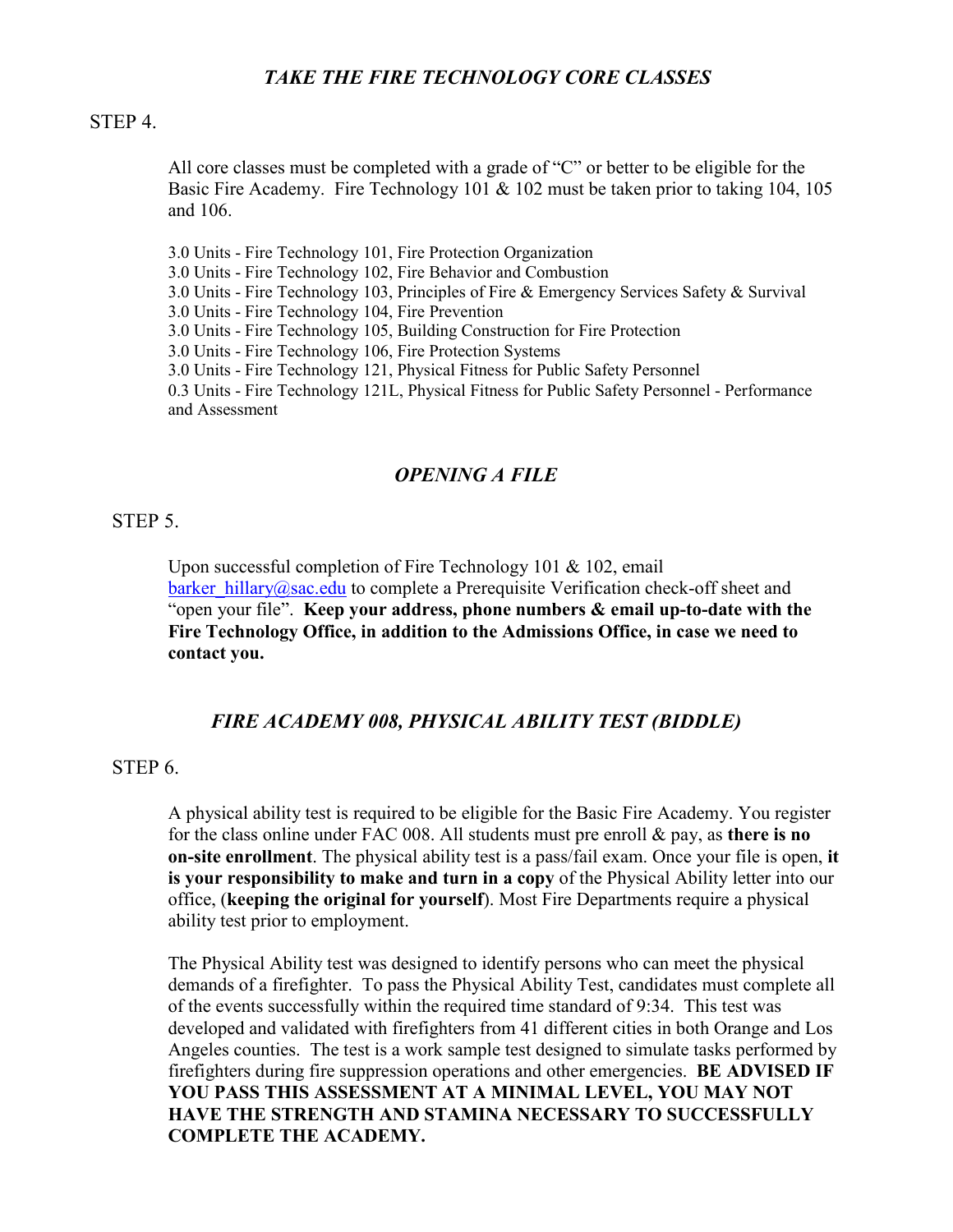## *TAKE THE FIRE TECHNOLOGY CORE CLASSES*

STEP 4.

All core classes must be completed with a grade of "C" or better to be eligible for the Basic Fire Academy. Fire Technology 101 & 102 must be taken prior to taking 104, 105 and 106.

3.0 Units - Fire Technology 101, Fire Protection Organization
3.0 Units - Fire Technology 102, Fire Behavior and Combustion
3.0 Units - Fire Technology 103, Principles of Fire & Emergency Services Safety & Survival
3.0 Units - Fire Technology 104, Fire Prevention
3.0 Units - Fire Technology 105, Building Construction for Fire Protection
3.0 Units - Fire Technology 106, Fire Protection Systems
3.0 Units - Fire Technology 121, Physical Fitness for Public Safety Personnel
0.3 Units - Fire Technology 121L, Physical Fitness for Public Safety Personnel - Performance and Assessment

## *OPENING A FILE*

STEP 5.

Upon successful completion of Fire Technology 101 & 102, email barker_hillary@sac.edu to complete a Prerequisite Verification check-off sheet and "open your file". **Keep your address, phone numbers & email up-to-date with the Fire Technology Office, in addition to the Admissions Office, in case we need to contact you.**

## *FIRE ACADEMY 008, PHYSICAL ABILITY TEST (BIDDLE)*

STEP 6.

A physical ability test is required to be eligible for the Basic Fire Academy. You register for the class online under FAC 008. All students must pre enroll & pay, as **there is no on-site enrollment**. The physical ability test is a pass/fail exam. Once your file is open, **it is your responsibility to make and turn in a copy** of the Physical Ability letter into our office, (**keeping the original for yourself**). Most Fire Departments require a physical ability test prior to employment.

The Physical Ability test was designed to identify persons who can meet the physical demands of a firefighter. To pass the Physical Ability Test, candidates must complete all of the events successfully within the required time standard of 9:34. This test was developed and validated with firefighters from 41 different cities in both Orange and Los Angeles counties. The test is a work sample test designed to simulate tasks performed by firefighters during fire suppression operations and other emergencies. **BE ADVISED IF YOU PASS THIS ASSESSMENT AT A MINIMAL LEVEL, YOU MAY NOT HAVE THE STRENGTH AND STAMINA NECESSARY TO SUCCESSFULLY COMPLETE THE ACADEMY.**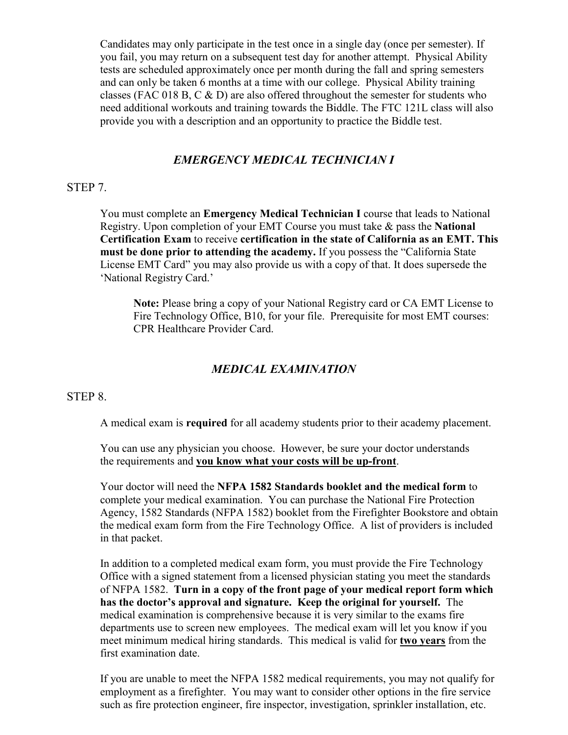Candidates may only participate in the test once in a single day (once per semester). If you fail, you may return on a subsequent test day for another attempt. Physical Ability tests are scheduled approximately once per month during the fall and spring semesters and can only be taken 6 months at a time with our college. Physical Ability training classes (FAC 018 B, C & D) are also offered throughout the semester for students who need additional workouts and training towards the Biddle. The FTC 121L class will also provide you with a description and an opportunity to practice the Biddle test.

## *EMERGENCY MEDICAL TECHNICIAN I*

STEP 7.

You must complete an **Emergency Medical Technician I** course that leads to National Registry. Upon completion of your EMT Course you must take & pass the **National Certification Exam** to receive **certification in the state of California as an EMT. This must be done prior to attending the academy.** If you possess the "California State License EMT Card" you may also provide us with a copy of that. It does supersede the 'National Registry Card.'

> **Note:** Please bring a copy of your National Registry card or CA EMT License to Fire Technology Office, B10, for your file. Prerequisite for most EMT courses: CPR Healthcare Provider Card.

## *MEDICAL EXAMINATION*

STEP 8.

A medical exam is **required** for all academy students prior to their academy placement.

You can use any physician you choose. However, be sure your doctor understands the requirements and **<u>you know what your costs will be up-front</u>**.

Your doctor will need the **NFPA 1582 Standards booklet and the medical form** to complete your medical examination. You can purchase the National Fire Protection Agency, 1582 Standards (NFPA 1582) booklet from the Firefighter Bookstore and obtain the medical exam form from the Fire Technology Office. A list of providers is included in that packet.

In addition to a completed medical exam form, you must provide the Fire Technology Office with a signed statement from a licensed physician stating you meet the standards of NFPA 1582. **Turn in a copy of the front page of your medical report form which has the doctor's approval and signature. Keep the original for yourself.** The medical examination is comprehensive because it is very similar to the exams fire departments use to screen new employees. The medical exam will let you know if you meet minimum medical hiring standards. This medical is valid for **<u>two years</u>** from the first examination date.

If you are unable to meet the NFPA 1582 medical requirements, you may not qualify for employment as a firefighter. You may want to consider other options in the fire service such as fire protection engineer, fire inspector, investigation, sprinkler installation, etc.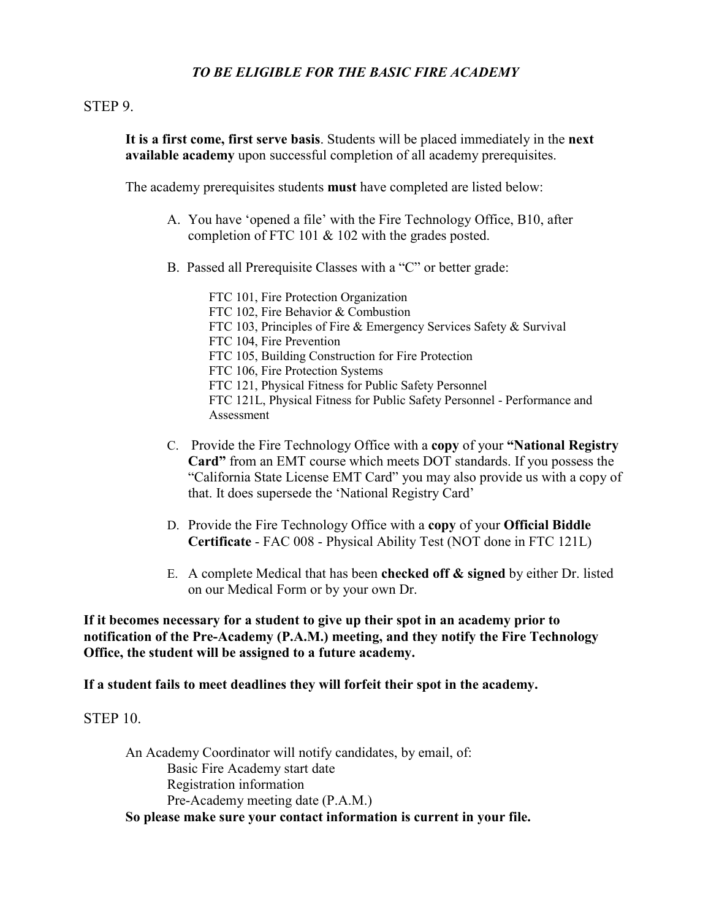### *TO BE ELIGIBLE FOR THE BASIC FIRE ACADEMY*

STEP 9.

**It is a first come, first serve basis**. Students will be placed immediately in the **next available academy** upon successful completion of all academy prerequisites.

The academy prerequisites students **must** have completed are listed below:

A. You have 'opened a file' with the Fire Technology Office, B10, after completion of FTC 101 & 102 with the grades posted.

B. Passed all Prerequisite Classes with a "C" or better grade:

   FTC 101, Fire Protection Organization
   FTC 102, Fire Behavior & Combustion
   FTC 103, Principles of Fire & Emergency Services Safety & Survival
   FTC 104, Fire Prevention
   FTC 105, Building Construction for Fire Protection
   FTC 106, Fire Protection Systems
   FTC 121, Physical Fitness for Public Safety Personnel
   FTC 121L, Physical Fitness for Public Safety Personnel - Performance and Assessment

C. Provide the Fire Technology Office with a **copy** of your **"National Registry Card"** from an EMT course which meets DOT standards. If you possess the "California State License EMT Card" you may also provide us with a copy of that. It does supersede the 'National Registry Card'

D. Provide the Fire Technology Office with a **copy** of your **Official Biddle Certificate** - FAC 008 - Physical Ability Test (NOT done in FTC 121L)

E. A complete Medical that has been **checked off & signed** by either Dr. listed on our Medical Form or by your own Dr.

**If it becomes necessary for a student to give up their spot in an academy prior to notification of the Pre-Academy (P.A.M.) meeting, and they notify the Fire Technology Office, the student will be assigned to a future academy.**

**If a student fails to meet deadlines they will forfeit their spot in the academy.**

STEP 10.

An Academy Coordinator will notify candidates, by email, of:

   Basic Fire Academy start date
   Registration information
   Pre-Academy meeting date (P.A.M.)

**So please make sure your contact information is current in your file.**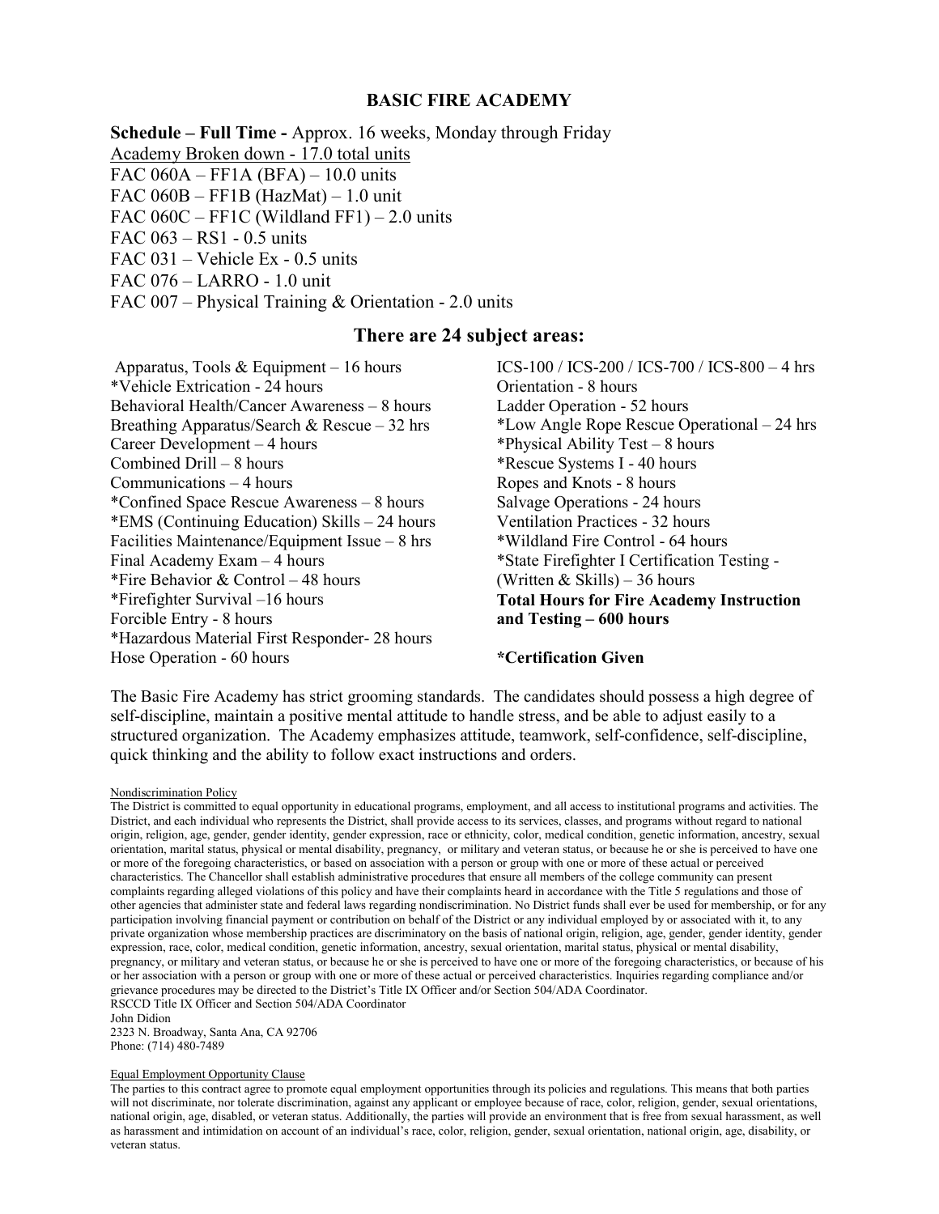## BASIC FIRE ACADEMY

**Schedule – Full Time -** Approx. 16 weeks, Monday through Friday

Academy Broken down - 17.0 total units

FAC 060A – FF1A (BFA) – 10.0 units
FAC 060B – FF1B (HazMat) – 1.0 unit
FAC 060C – FF1C (Wildland FF1) – 2.0 units
FAC 063 – RS1 - 0.5 units
FAC 031 – Vehicle Ex - 0.5 units
FAC 076 – LARRO - 1.0 unit
FAC 007 – Physical Training & Orientation - 2.0 units

### There are 24 subject areas:

Apparatus, Tools & Equipment – 16 hours
*Vehicle Extrication - 24 hours
Behavioral Health/Cancer Awareness – 8 hours
Breathing Apparatus/Search & Rescue – 32 hrs
Career Development – 4 hours
Combined Drill – 8 hours
Communications – 4 hours
*Confined Space Rescue Awareness – 8 hours
*EMS (Continuing Education) Skills – 24 hours
Facilities Maintenance/Equipment Issue – 8 hrs
Final Academy Exam – 4 hours
*Fire Behavior & Control – 48 hours
*Firefighter Survival –16 hours
Forcible Entry - 8 hours
*Hazardous Material First Responder- 28 hours
Hose Operation - 60 hours
ICS-100 / ICS-200 / ICS-700 / ICS-800 – 4 hrs
Orientation - 8 hours
Ladder Operation - 52 hours
*Low Angle Rope Rescue Operational – 24 hrs
*Physical Ability Test – 8 hours
*Rescue Systems I - 40 hours
Ropes and Knots - 8 hours
Salvage Operations - 24 hours
Ventilation Practices - 32 hours
*Wildland Fire Control - 64 hours
*State Firefighter I Certification Testing - (Written & Skills) – 36 hours

**Total Hours for Fire Academy Instruction and Testing – 600 hours**

***Certification Given**

The Basic Fire Academy has strict grooming standards. The candidates should possess a high degree of self-discipline, maintain a positive mental attitude to handle stress, and be able to adjust easily to a structured organization. The Academy emphasizes attitude, teamwork, self-confidence, self-discipline, quick thinking and the ability to follow exact instructions and orders.

Nondiscrimination Policy

The District is committed to equal opportunity in educational programs, employment, and all access to institutional programs and activities. The District, and each individual who represents the District, shall provide access to its services, classes, and programs without regard to national origin, religion, age, gender, gender identity, gender expression, race or ethnicity, color, medical condition, genetic information, ancestry, sexual orientation, marital status, physical or mental disability, pregnancy, or military and veteran status, or because he or she is perceived to have one or more of the foregoing characteristics, or based on association with a person or group with one or more of these actual or perceived characteristics. The Chancellor shall establish administrative procedures that ensure all members of the college community can present complaints regarding alleged violations of this policy and have their complaints heard in accordance with the Title 5 regulations and those of other agencies that administer state and federal laws regarding nondiscrimination. No District funds shall ever be used for membership, or for any participation involving financial payment or contribution on behalf of the District or any individual employed by or associated with it, to any private organization whose membership practices are discriminatory on the basis of national origin, religion, age, gender, gender identity, gender expression, race, color, medical condition, genetic information, ancestry, sexual orientation, marital status, physical or mental disability, pregnancy, or military and veteran status, or because he or she is perceived to have one or more of the foregoing characteristics, or because of his or her association with a person or group with one or more of these actual or perceived characteristics. Inquiries regarding compliance and/or grievance procedures may be directed to the District's Title IX Officer and/or Section 504/ADA Coordinator.

RSCCD Title IX Officer and Section 504/ADA Coordinator
John Didion
2323 N. Broadway, Santa Ana, CA 92706
Phone: (714) 480-7489

Equal Employment Opportunity Clause

The parties to this contract agree to promote equal employment opportunities through its policies and regulations. This means that both parties will not discriminate, nor tolerate discrimination, against any applicant or employee because of race, color, religion, gender, sexual orientations, national origin, age, disabled, or veteran status. Additionally, the parties will provide an environment that is free from sexual harassment, as well as harassment and intimidation on account of an individual's race, color, religion, gender, sexual orientation, national origin, age, disability, or veteran status.